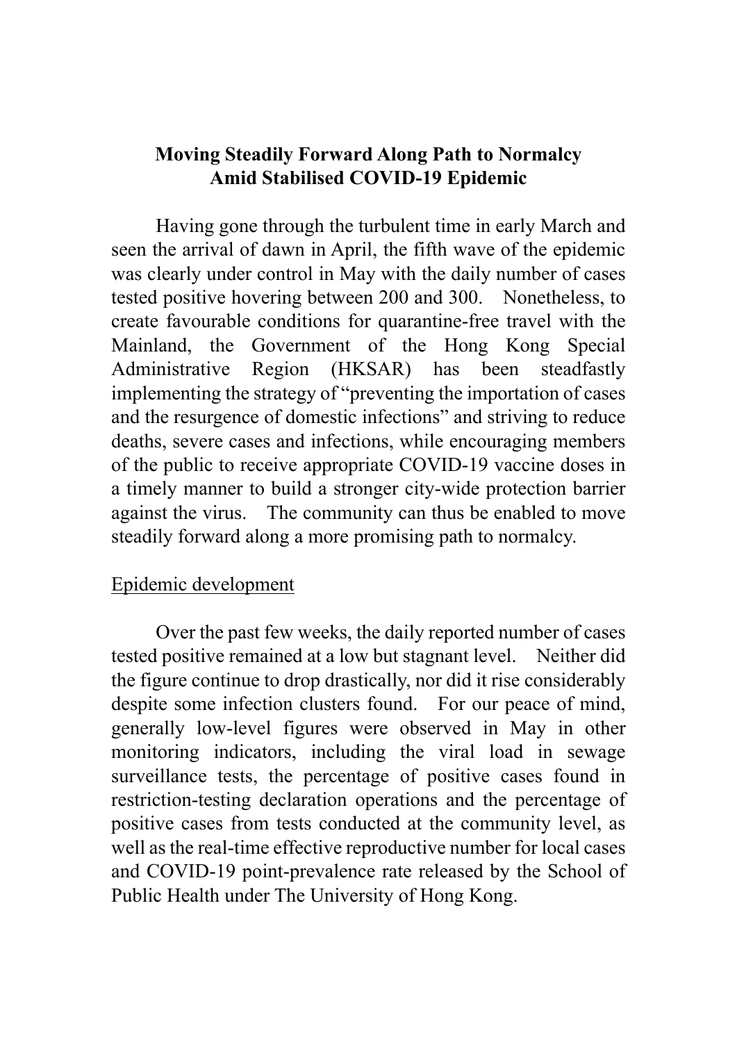# Moving Steadily Forward Along Path to Normalcy Amid Stabilised COVID-19 Epidemic

Having gone through the turbulent time in early March and seen the arrival of dawn in April, the fifth wave of the epidemic was clearly under control in May with the daily number of cases tested positive hovering between 200 and 300. Nonetheless, to create favourable conditions for quarantine-free travel with the Mainland, the Government of the Hong Kong Special Administrative Region (HKSAR) has been steadfastly implementing the strategy of "preventing the importation of cases and the resurgence of domestic infections" and striving to reduce deaths, severe cases and infections, while encouraging members of the public to receive appropriate COVID-19 vaccine doses in a timely manner to build a stronger city-wide protection barrier against the virus. The community can thus be enabled to move steadily forward along a more promising path to normalcy.

## Epidemic development

Over the past few weeks, the daily reported number of cases tested positive remained at a low but stagnant level. Neither did the figure continue to drop drastically, nor did it rise considerably despite some infection clusters found. For our peace of mind, generally low-level figures were observed in May in other monitoring indicators, including the viral load in sewage surveillance tests, the percentage of positive cases found in restriction-testing declaration operations and the percentage of positive cases from tests conducted at the community level, as well as the real-time effective reproductive number for local cases and COVID-19 point-prevalence rate released by the School of Public Health under The University of Hong Kong.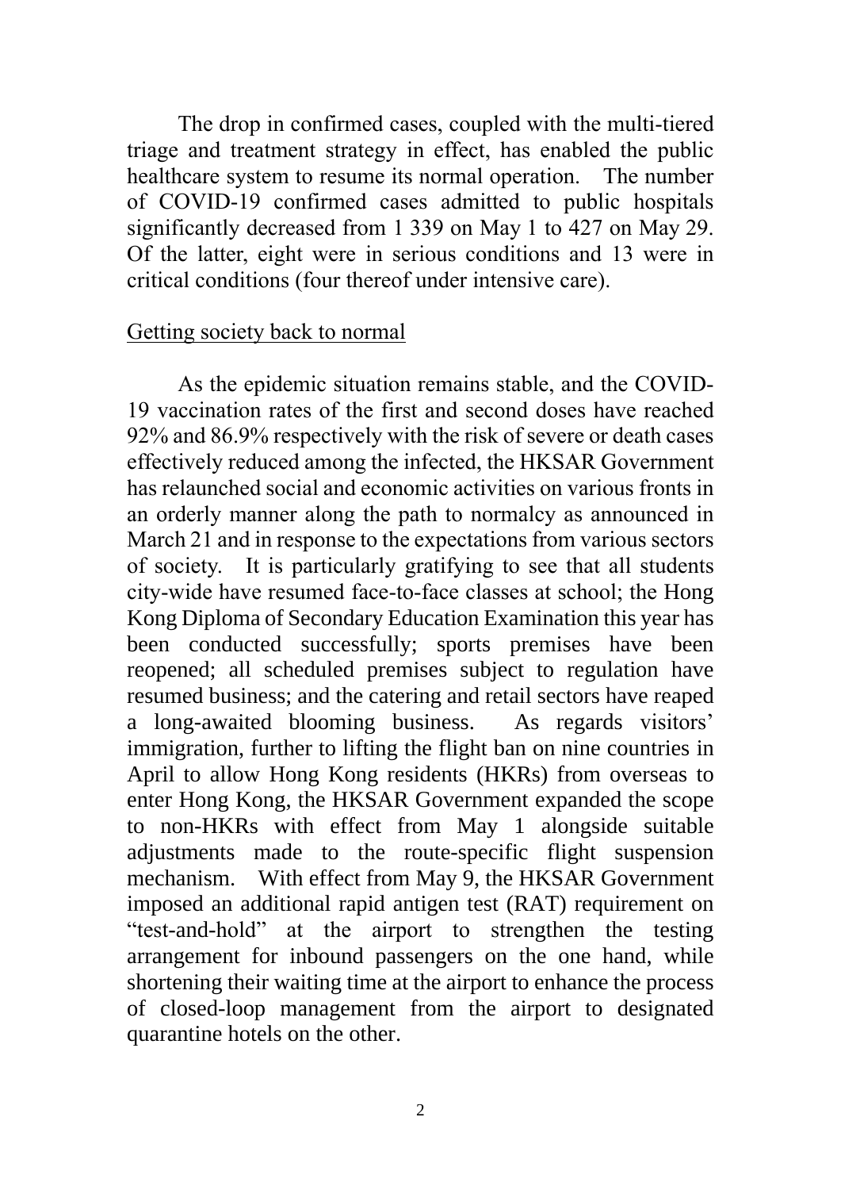The drop in confirmed cases, coupled with the multi-tiered triage and treatment strategy in effect, has enabled the public healthcare system to resume its normal operation. The number of COVID-19 confirmed cases admitted to public hospitals significantly decreased from 1 339 on May 1 to 427 on May 29. Of the latter, eight were in serious conditions and 13 were in critical conditions (four thereof under intensive care).

<u>Getting society back to normal</u>

As the epidemic situation remains stable, and the COVID-19 vaccination rates of the first and second doses have reached 92% and 86.9% respectively with the risk of severe or death cases effectively reduced among the infected, the HKSAR Government has relaunched social and economic activities on various fronts in an orderly manner along the path to normalcy as announced in March 21 and in response to the expectations from various sectors of society. It is particularly gratifying to see that all students city-wide have resumed face-to-face classes at school; the Hong Kong Diploma of Secondary Education Examination this year has been conducted successfully; sports premises have been reopened; all scheduled premises subject to regulation have resumed business; and the catering and retail sectors have reaped a long-awaited blooming business. As regards visitors' immigration, further to lifting the flight ban on nine countries in April to allow Hong Kong residents (HKRs) from overseas to enter Hong Kong, the HKSAR Government expanded the scope to non-HKRs with effect from May 1 alongside suitable adjustments made to the route-specific flight suspension mechanism. With effect from May 9, the HKSAR Government imposed an additional rapid antigen test (RAT) requirement on "test-and-hold" at the airport to strengthen the testing arrangement for inbound passengers on the one hand, while shortening their waiting time at the airport to enhance the process of closed-loop management from the airport to designated quarantine hotels on the other.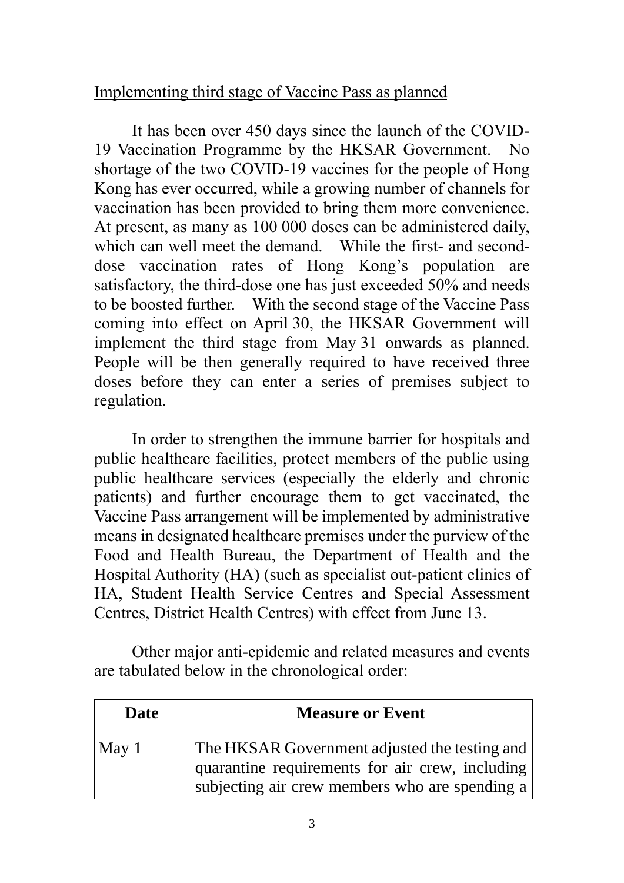Implementing third stage of Vaccine Pass as planned

It has been over 450 days since the launch of the COVID-19 Vaccination Programme by the HKSAR Government. No shortage of the two COVID-19 vaccines for the people of Hong Kong has ever occurred, while a growing number of channels for vaccination has been provided to bring them more convenience. At present, as many as 100 000 doses can be administered daily, which can well meet the demand. While the first- and second-dose vaccination rates of Hong Kong's population are satisfactory, the third-dose one has just exceeded 50% and needs to be boosted further. With the second stage of the Vaccine Pass coming into effect on April 30, the HKSAR Government will implement the third stage from May 31 onwards as planned. People will be then generally required to have received three doses before they can enter a series of premises subject to regulation.

In order to strengthen the immune barrier for hospitals and public healthcare facilities, protect members of the public using public healthcare services (especially the elderly and chronic patients) and further encourage them to get vaccinated, the Vaccine Pass arrangement will be implemented by administrative means in designated healthcare premises under the purview of the Food and Health Bureau, the Department of Health and the Hospital Authority (HA) (such as specialist out-patient clinics of HA, Student Health Service Centres and Special Assessment Centres, District Health Centres) with effect from June 13.

Other major anti-epidemic and related measures and events are tabulated below in the chronological order:

| Date | Measure or Event |
| --- | --- |
| May 1 | The HKSAR Government adjusted the testing and quarantine requirements for air crew, including subjecting air crew members who are spending a |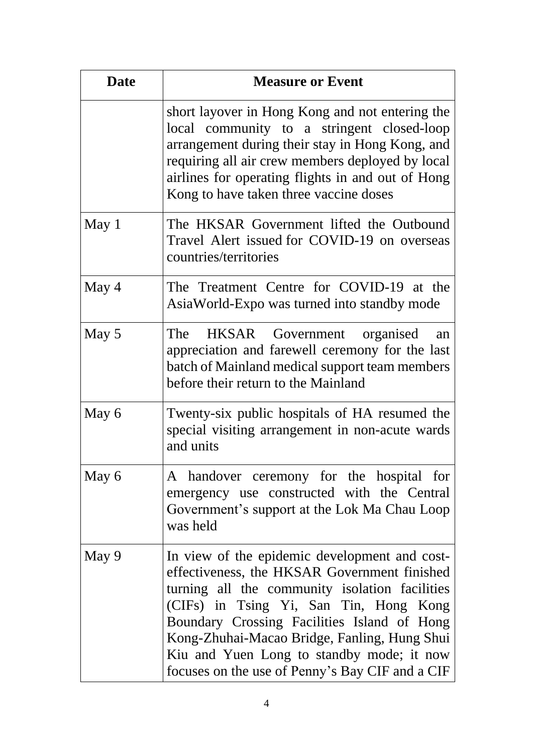| Date | Measure or Event |
| --- | --- |
| | short layover in Hong Kong and not entering the local community to a stringent closed-loop arrangement during their stay in Hong Kong, and requiring all air crew members deployed by local airlines for operating flights in and out of Hong Kong to have taken three vaccine doses |
| May 1 | The HKSAR Government lifted the Outbound Travel Alert issued for COVID-19 on overseas countries/territories |
| May 4 | The Treatment Centre for COVID-19 at the AsiaWorld-Expo was turned into standby mode |
| May 5 | The HKSAR Government organised an appreciation and farewell ceremony for the last batch of Mainland medical support team members before their return to the Mainland |
| May 6 | Twenty-six public hospitals of HA resumed the special visiting arrangement in non-acute wards and units |
| May 6 | A handover ceremony for the hospital for emergency use constructed with the Central Government's support at the Lok Ma Chau Loop was held |
| May 9 | In view of the epidemic development and cost-effectiveness, the HKSAR Government finished turning all the community isolation facilities (CIFs) in Tsing Yi, San Tin, Hong Kong Boundary Crossing Facilities Island of Hong Kong-Zhuhai-Macao Bridge, Fanling, Hung Shui Kiu and Yuen Long to standby mode; it now focuses on the use of Penny's Bay CIF and a CIF |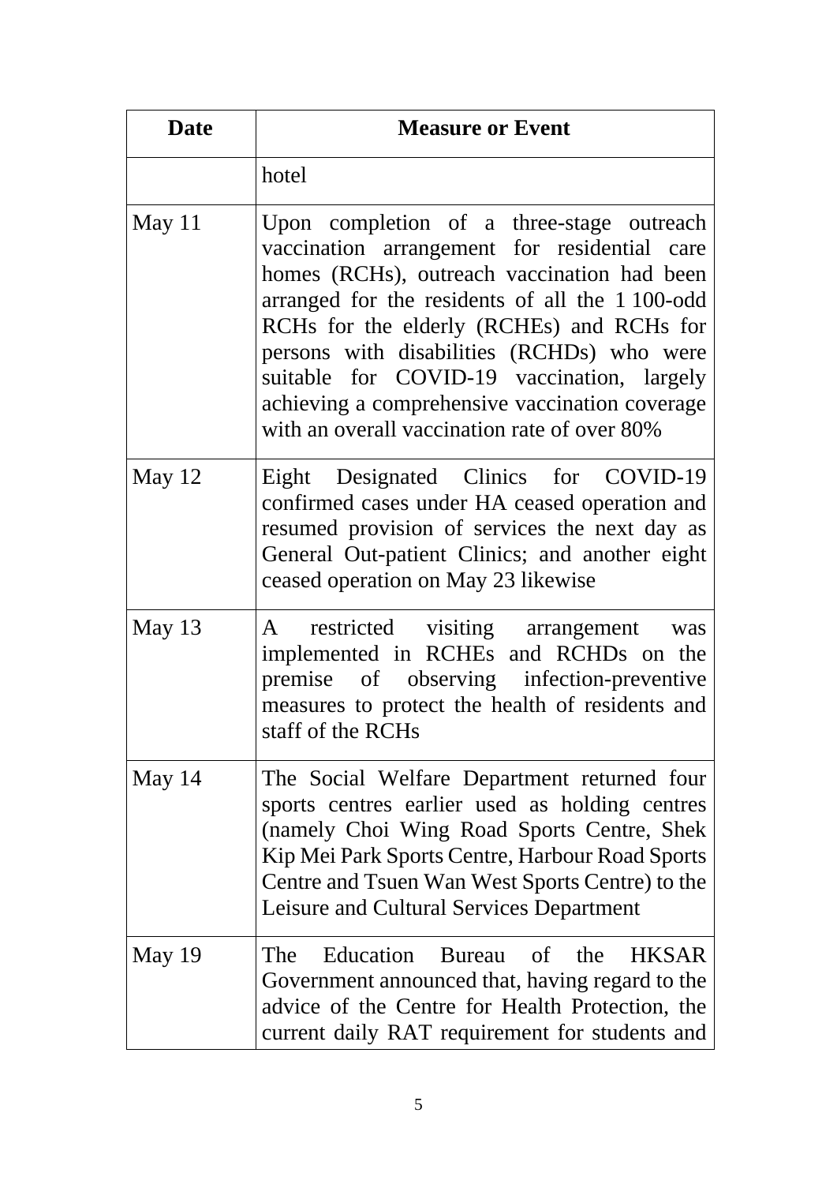| Date | Measure or Event |
|---|---|
| | hotel |
| May 11 | Upon completion of a three-stage outreach vaccination arrangement for residential care homes (RCHs), outreach vaccination had been arranged for the residents of all the 1 100-odd RCHs for the elderly (RCHEs) and RCHs for persons with disabilities (RCHDs) who were suitable for COVID-19 vaccination, largely achieving a comprehensive vaccination coverage with an overall vaccination rate of over 80% |
| May 12 | Eight Designated Clinics for COVID-19 confirmed cases under HA ceased operation and resumed provision of services the next day as General Out-patient Clinics; and another eight ceased operation on May 23 likewise |
| May 13 | A restricted visiting arrangement was implemented in RCHEs and RCHDs on the premise of observing infection-preventive measures to protect the health of residents and staff of the RCHs |
| May 14 | The Social Welfare Department returned four sports centres earlier used as holding centres (namely Choi Wing Road Sports Centre, Shek Kip Mei Park Sports Centre, Harbour Road Sports Centre and Tsuen Wan West Sports Centre) to the Leisure and Cultural Services Department |
| May 19 | The Education Bureau of the HKSAR Government announced that, having regard to the advice of the Centre for Health Protection, the current daily RAT requirement for students and |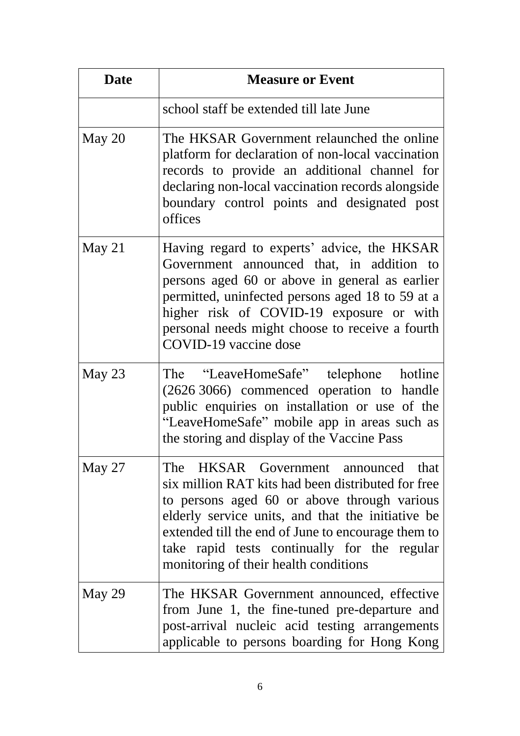| Date | Measure or Event |
|---|---|
| | school staff be extended till late June |
| May 20 | The HKSAR Government relaunched the online platform for declaration of non-local vaccination records to provide an additional channel for declaring non-local vaccination records alongside boundary control points and designated post offices |
| May 21 | Having regard to experts' advice, the HKSAR Government announced that, in addition to persons aged 60 or above in general as earlier permitted, uninfected persons aged 18 to 59 at a higher risk of COVID-19 exposure or with personal needs might choose to receive a fourth COVID-19 vaccine dose |
| May 23 | The "LeaveHomeSafe" telephone hotline (2626 3066) commenced operation to handle public enquiries on installation or use of the "LeaveHomeSafe" mobile app in areas such as the storing and display of the Vaccine Pass |
| May 27 | The HKSAR Government announced that six million RAT kits had been distributed for free to persons aged 60 or above through various elderly service units, and that the initiative be extended till the end of June to encourage them to take rapid tests continually for the regular monitoring of their health conditions |
| May 29 | The HKSAR Government announced, effective from June 1, the fine-tuned pre-departure and post-arrival nucleic acid testing arrangements applicable to persons boarding for Hong Kong |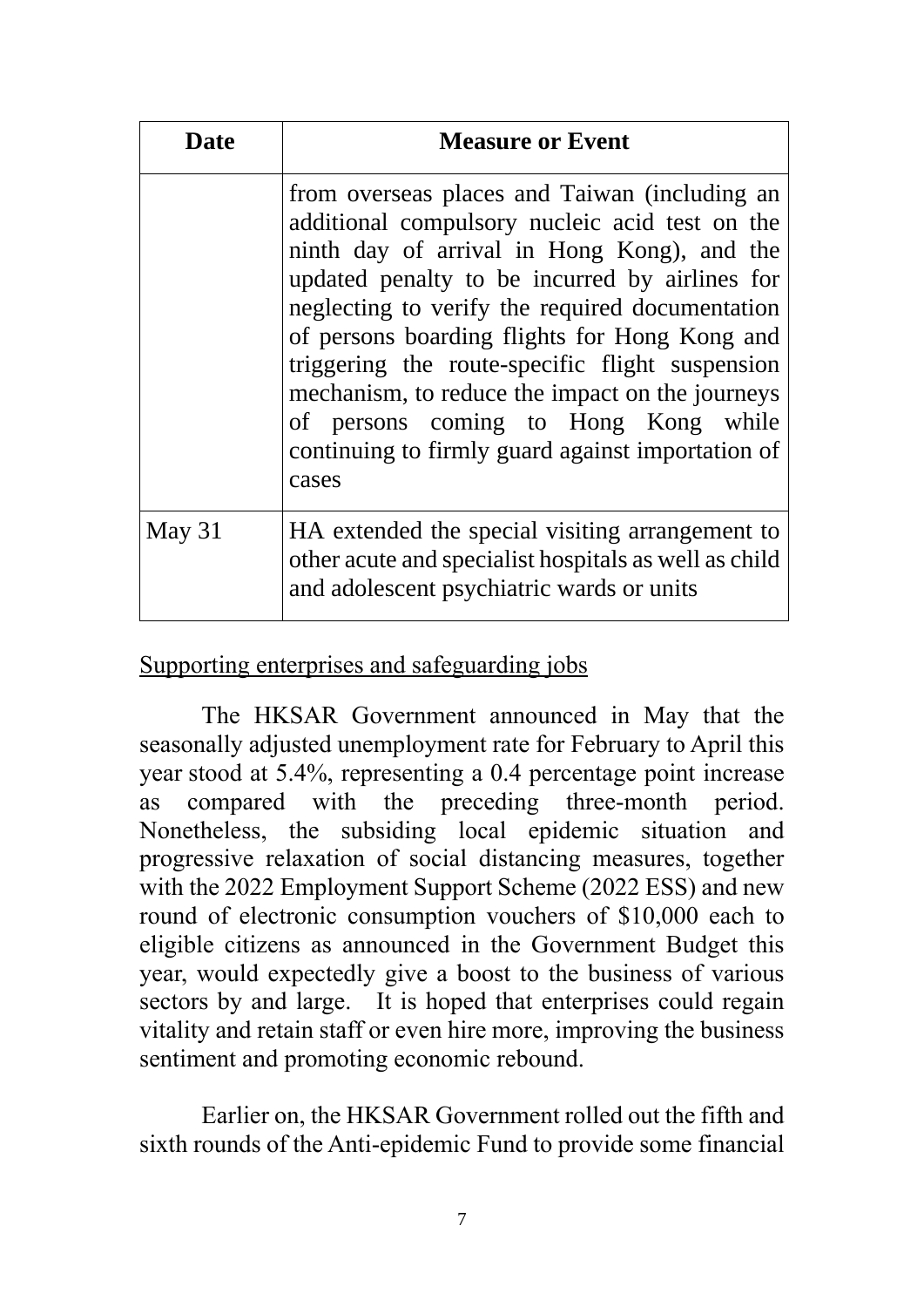| Date | Measure or Event |
| --- | --- |
| | from overseas places and Taiwan (including an additional compulsory nucleic acid test on the ninth day of arrival in Hong Kong), and the updated penalty to be incurred by airlines for neglecting to verify the required documentation of persons boarding flights for Hong Kong and triggering the route-specific flight suspension mechanism, to reduce the impact on the journeys of persons coming to Hong Kong while continuing to firmly guard against importation of cases |
| May 31 | HA extended the special visiting arrangement to other acute and specialist hospitals as well as child and adolescent psychiatric wards or units |

<u>Supporting enterprises and safeguarding jobs</u>

The HKSAR Government announced in May that the seasonally adjusted unemployment rate for February to April this year stood at 5.4%, representing a 0.4 percentage point increase as compared with the preceding three-month period. Nonetheless, the subsiding local epidemic situation and progressive relaxation of social distancing measures, together with the 2022 Employment Support Scheme (2022 ESS) and new round of electronic consumption vouchers of $10,000 each to eligible citizens as announced in the Government Budget this year, would expectedly give a boost to the business of various sectors by and large. It is hoped that enterprises could regain vitality and retain staff or even hire more, improving the business sentiment and promoting economic rebound.

Earlier on, the HKSAR Government rolled out the fifth and sixth rounds of the Anti-epidemic Fund to provide some financial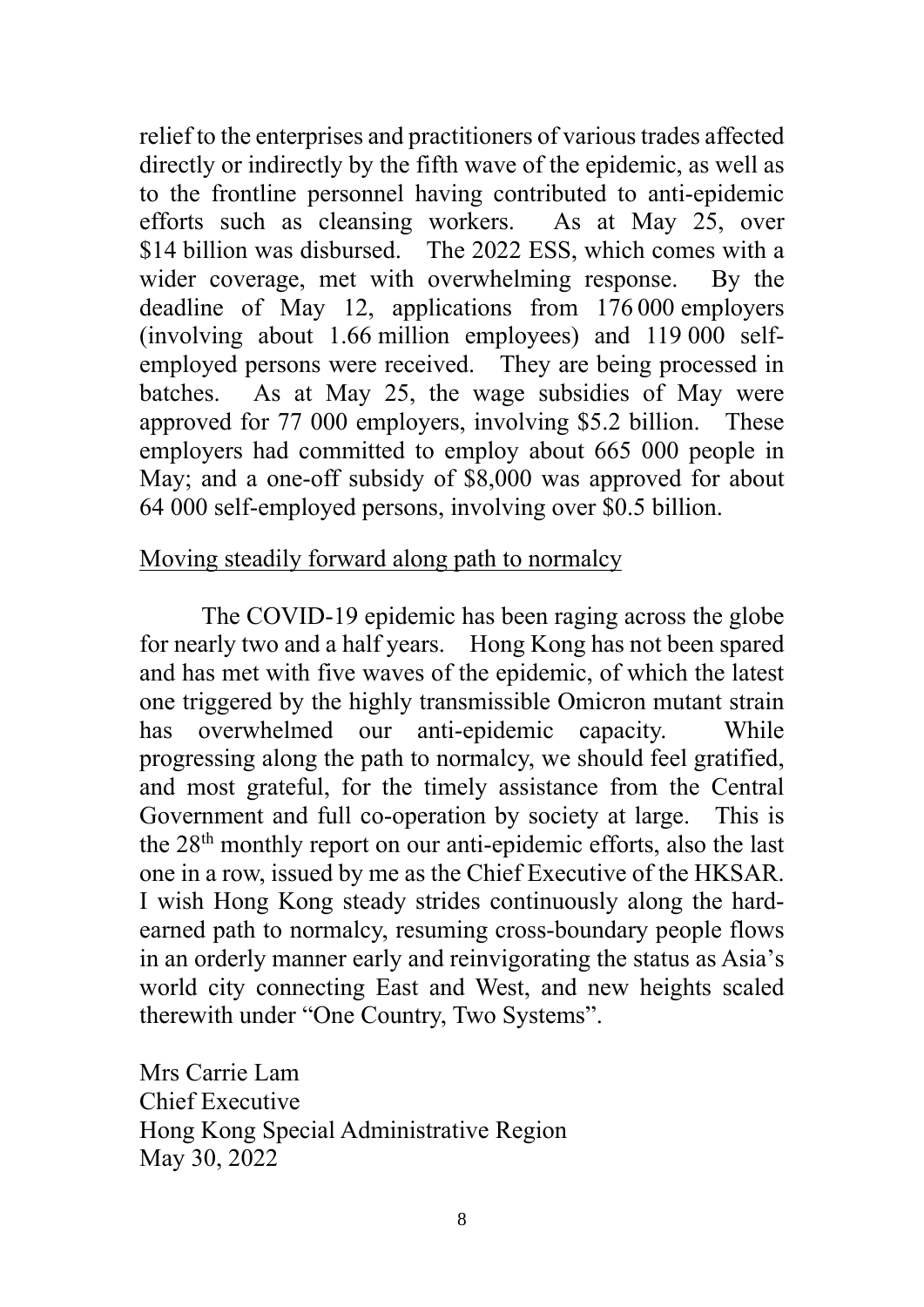relief to the enterprises and practitioners of various trades affected directly or indirectly by the fifth wave of the epidemic, as well as to the frontline personnel having contributed to anti-epidemic efforts such as cleansing workers. As at May 25, over $14 billion was disbursed. The 2022 ESS, which comes with a wider coverage, met with overwhelming response. By the deadline of May 12, applications from 176 000 employers (involving about 1.66 million employees) and 119 000 self-employed persons were received. They are being processed in batches. As at May 25, the wage subsidies of May were approved for 77 000 employers, involving $5.2 billion. These employers had committed to employ about 665 000 people in May; and a one-off subsidy of $8,000 was approved for about 64 000 self-employed persons, involving over $0.5 billion.

<u>Moving steadily forward along path to normalcy</u>

The COVID-19 epidemic has been raging across the globe for nearly two and a half years. Hong Kong has not been spared and has met with five waves of the epidemic, of which the latest one triggered by the highly transmissible Omicron mutant strain has overwhelmed our anti-epidemic capacity. While progressing along the path to normalcy, we should feel gratified, and most grateful, for the timely assistance from the Central Government and full co-operation by society at large. This is the 28th monthly report on our anti-epidemic efforts, also the last one in a row, issued by me as the Chief Executive of the HKSAR. I wish Hong Kong steady strides continuously along the hard-earned path to normalcy, resuming cross-boundary people flows in an orderly manner early and reinvigorating the status as Asia's world city connecting East and West, and new heights scaled therewith under "One Country, Two Systems".

Mrs Carrie Lam
Chief Executive
Hong Kong Special Administrative Region
May 30, 2022